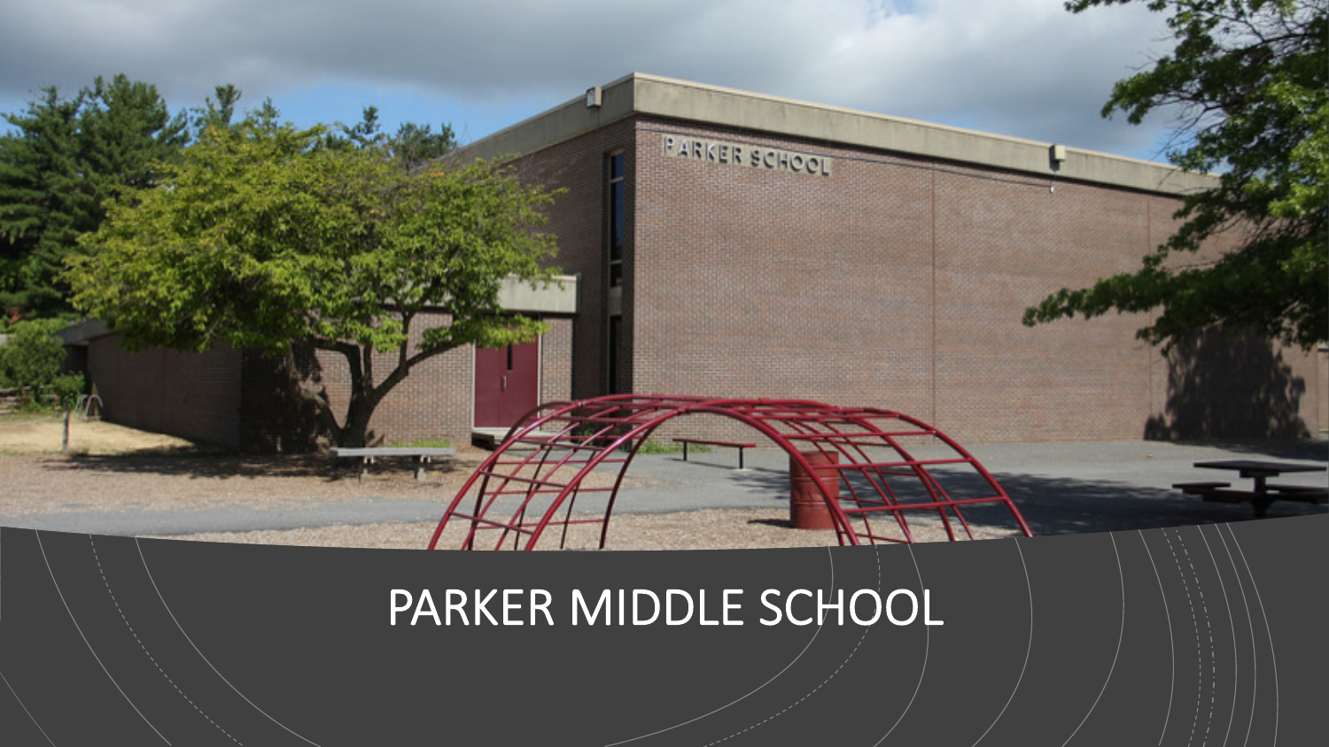# PARKER MIDDLE SCHOOL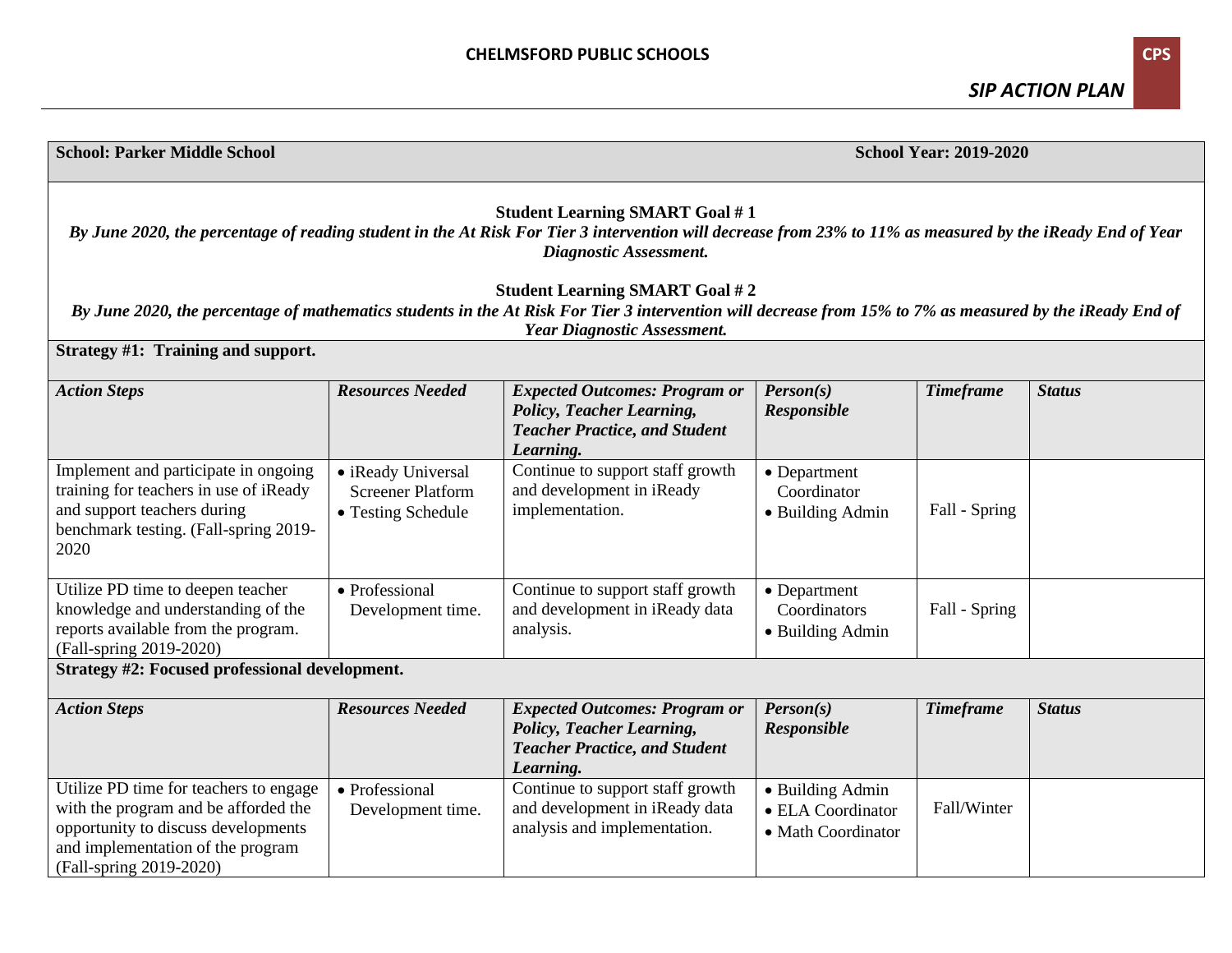**School: Parker Middle School** | **School Year: 2019-2020**

**Student Learning SMART Goal # 1**

***By June 2020, the percentage of reading student in the At Risk For Tier 3 intervention will decrease from 23% to 11% as measured by the iReady End of Year Diagnostic Assessment.***

**Student Learning SMART Goal # 2**

***By June 2020, the percentage of mathematics students in the At Risk For Tier 3 intervention will decrease from 15% to 7% as measured by the iReady End of Year Diagnostic Assessment.***

**Strategy #1: Training and support.**

| *Action Steps* | *Resources Needed* | *Expected Outcomes: Program or Policy, Teacher Learning, Teacher Practice, and Student Learning.* | *Person(s) Responsible* | *Timeframe* | *Status* |
|---|---|---|---|---|---|
| Implement and participate in ongoing training for teachers in use of iReady and support teachers during benchmark testing. (Fall-spring 2019-2020 | • iReady Universal Screener Platform<br>• Testing Schedule | Continue to support staff growth and development in iReady implementation. | • Department Coordinator<br>• Building Admin | Fall - Spring | |
| Utilize PD time to deepen teacher knowledge and understanding of the reports available from the program. (Fall-spring 2019-2020) | • Professional Development time. | Continue to support staff growth and development in iReady data analysis. | • Department Coordinators<br>• Building Admin | Fall - Spring | |

**Strategy #2: Focused professional development.**

| *Action Steps* | *Resources Needed* | *Expected Outcomes: Program or Policy, Teacher Learning, Teacher Practice, and Student Learning.* | *Person(s) Responsible* | *Timeframe* | *Status* |
|---|---|---|---|---|---|
| Utilize PD time for teachers to engage with the program and be afforded the opportunity to discuss developments and implementation of the program (Fall-spring 2019-2020) | • Professional Development time. | Continue to support staff growth and development in iReady data analysis and implementation. | • Building Admin<br>• ELA Coordinator<br>• Math Coordinator | Fall/Winter | |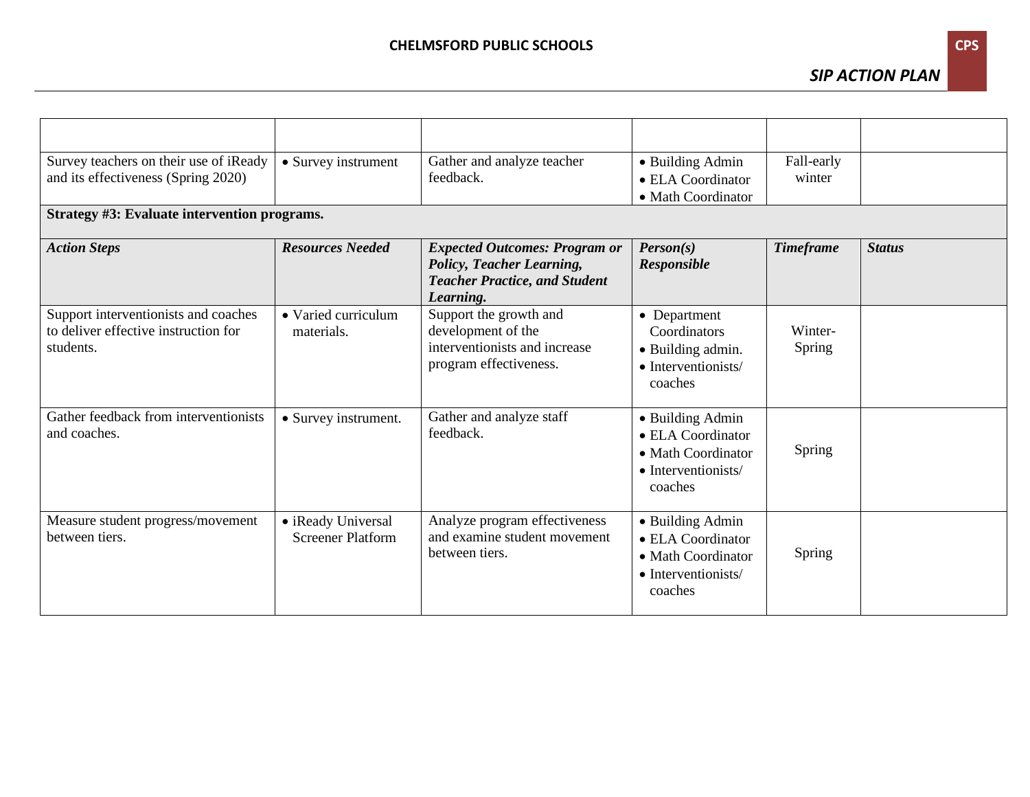| | | | | | |
|---|---|---|---|---|---|
| Survey teachers on their use of iReady and its effectiveness (Spring 2020) | • Survey instrument | Gather and analyze teacher feedback. | • Building Admin<br>• ELA Coordinator<br>• Math Coordinator | Fall-early winter | |

**Strategy #3: Evaluate intervention programs.**

| ***Action Steps*** | ***Resources Needed*** | ***Expected Outcomes: Program or Policy, Teacher Learning, Teacher Practice, and Student Learning.*** | ***Person(s) Responsible*** | ***Timeframe*** | ***Status*** |
|---|---|---|---|---|---|
| Support interventionists and coaches to deliver effective instruction for students. | • Varied curriculum materials. | Support the growth and development of the interventionists and increase program effectiveness. | • Department Coordinators<br>• Building admin.<br>• Interventionists/ coaches | Winter-Spring | |
| Gather feedback from interventionists and coaches. | • Survey instrument. | Gather and analyze staff feedback. | • Building Admin<br>• ELA Coordinator<br>• Math Coordinator<br>• Interventionists/ coaches | Spring | |
| Measure student progress/movement between tiers. | • iReady Universal Screener Platform | Analyze program effectiveness and examine student movement between tiers. | • Building Admin<br>• ELA Coordinator<br>• Math Coordinator<br>• Interventionists/ coaches | Spring | |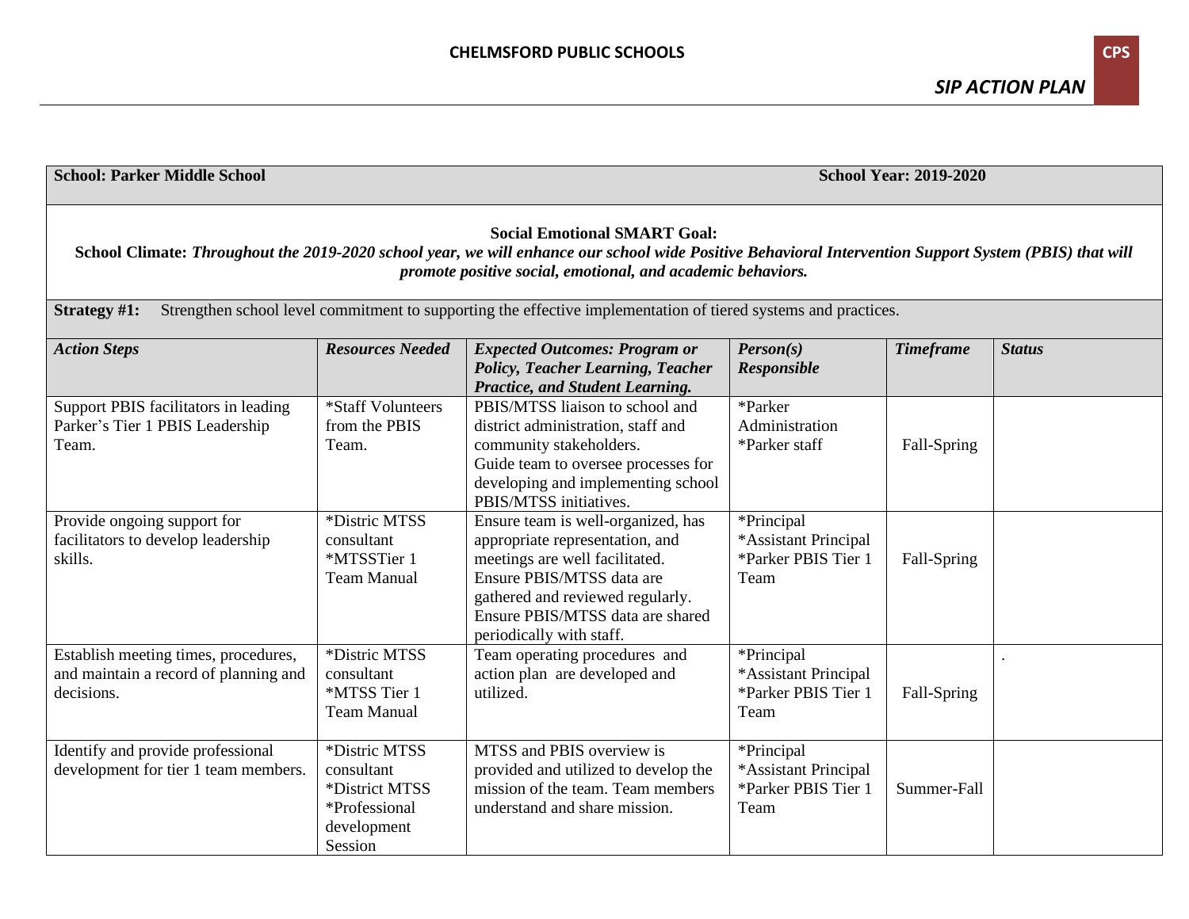**School: Parker Middle School** **School Year: 2019-2020**

**Social Emotional SMART Goal:**

**School Climate:** ***Throughout the 2019-2020 school year, we will enhance our school wide Positive Behavioral Intervention Support System (PBIS) that will promote positive social, emotional, and academic behaviors.***

**Strategy #1:** Strengthen school level commitment to supporting the effective implementation of tiered systems and practices.

| ***Action Steps*** | ***Resources Needed*** | ***Expected Outcomes: Program or Policy, Teacher Learning, Teacher Practice, and Student Learning.*** | ***Person(s) Responsible*** | ***Timeframe*** | ***Status*** |
|---|---|---|---|---|---|
| Support PBIS facilitators in leading Parker's Tier 1 PBIS Leadership Team. | *Staff Volunteers from the PBIS Team. | PBIS/MTSS liaison to school and district administration, staff and community stakeholders.<br>Guide team to oversee processes for developing and implementing school PBIS/MTSS initiatives. | *Parker Administration<br>*Parker staff | Fall-Spring | |
| Provide ongoing support for facilitators to develop leadership skills. | *Distric MTSS consultant<br>*MTSSTier 1 Team Manual | Ensure team is well-organized, has appropriate representation, and meetings are well facilitated.<br>Ensure PBIS/MTSS data are gathered and reviewed regularly.<br>Ensure PBIS/MTSS data are shared periodically with staff. | *Principal<br>*Assistant Principal<br>*Parker PBIS Tier 1 Team | Fall-Spring | |
| Establish meeting times, procedures, and maintain a record of planning and decisions. | *Distric MTSS consultant<br>*MTSS Tier 1 Team Manual | Team operating procedures and action plan are developed and utilized. | *Principal<br>*Assistant Principal<br>*Parker PBIS Tier 1 Team | Fall-Spring | . |
| Identify and provide professional development for tier 1 team members. | *Distric MTSS consultant<br>*District MTSS<br>*Professional development Session | MTSS and PBIS overview is provided and utilized to develop the mission of the team. Team members understand and share mission. | *Principal<br>*Assistant Principal<br>*Parker PBIS Tier 1 Team | Summer-Fall | |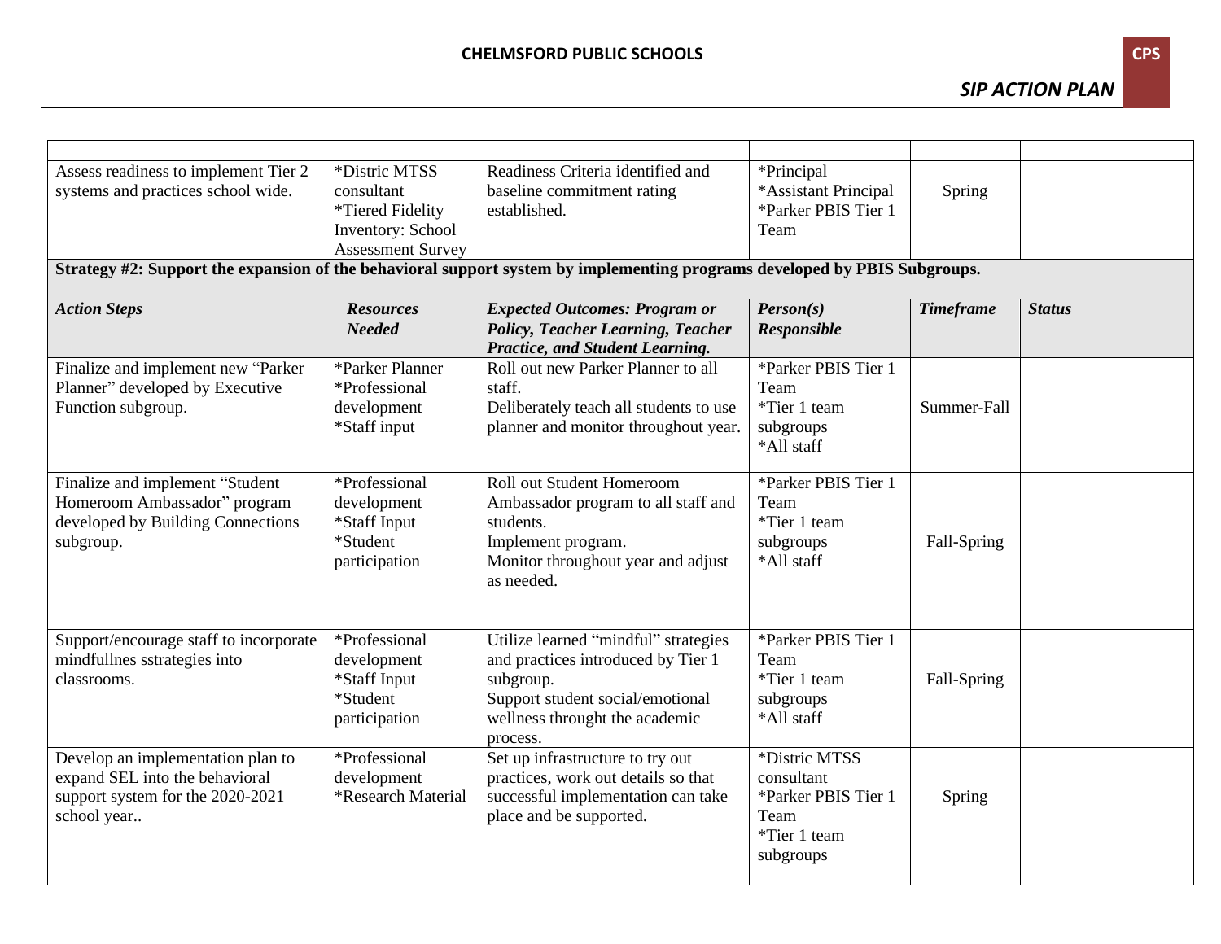| | | | | | |
|---|---|---|---|---|---|
| Assess readiness to implement Tier 2 systems and practices school wide. | *Distric MTSS consultant<br>*Tiered Fidelity Inventory: School Assessment Survey | Readiness Criteria identified and baseline commitment rating established. | *Principal<br>*Assistant Principal<br>*Parker PBIS Tier 1 Team | Spring | |

**Strategy #2: Support the expansion of the behavioral support system by implementing programs developed by PBIS Subgroups.**

| *Action Steps* | *Resources Needed* | *Expected Outcomes: Program or Policy, Teacher Learning, Teacher Practice, and Student Learning.* | *Person(s) Responsible* | *Timeframe* | *Status* |
|---|---|---|---|---|---|
| Finalize and implement new "Parker Planner" developed by Executive Function subgroup. | *Parker Planner<br>*Professional development<br>*Staff input | Roll out new Parker Planner to all staff.<br>Deliberately teach all students to use planner and monitor throughout year. | *Parker PBIS Tier 1 Team<br>*Tier 1 team subgroups<br>*All staff | Summer-Fall | |
| Finalize and implement "Student Homeroom Ambassador" program developed by Building Connections subgroup. | *Professional development<br>*Staff Input<br>*Student participation | Roll out Student Homeroom Ambassador program to all staff and students.<br>Implement program.<br>Monitor throughout year and adjust as needed. | *Parker PBIS Tier 1 Team<br>*Tier 1 team subgroups<br>*All staff | Fall-Spring | |
| Support/encourage staff to incorporate mindfullnes sstrategies into classrooms. | *Professional development<br>*Staff Input<br>*Student participation | Utilize learned "mindful" strategies and practices introduced by Tier 1 subgroup.<br>Support student social/emotional wellness throught the academic process. | *Parker PBIS Tier 1 Team<br>*Tier 1 team subgroups<br>*All staff | Fall-Spring | |
| Develop an implementation plan to expand SEL into the behavioral support system for the 2020-2021 school year.. | *Professional development<br>*Research Material | Set up infrastructure to try out practices, work out details so that successful implementation can take place and be supported. | *Distric MTSS consultant<br>*Parker PBIS Tier 1 Team<br>*Tier 1 team subgroups | Spring | |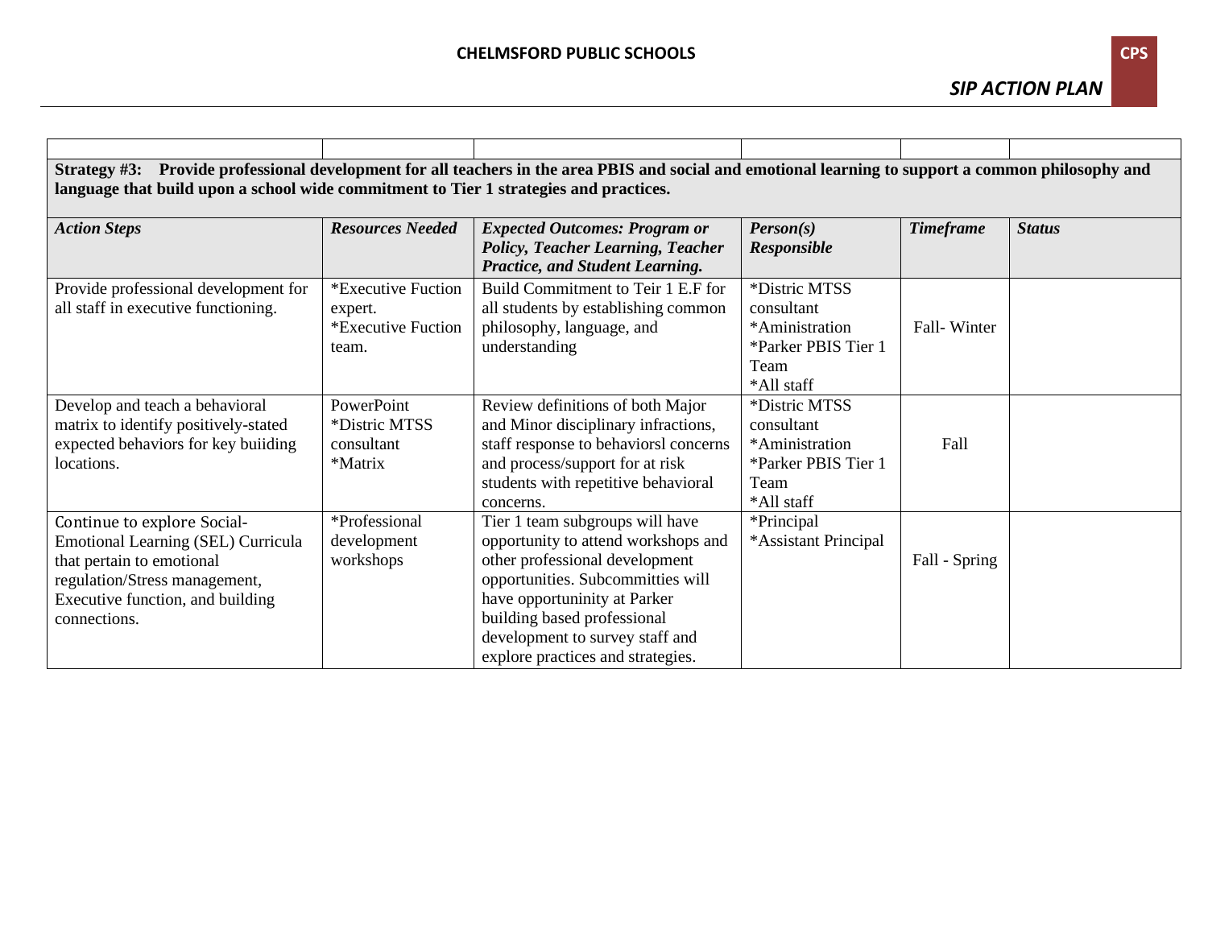| | | | | | |
|---|---|---|---|---|---|
| **Strategy #3: Provide professional development for all teachers in the area PBIS and social and emotional learning to support a common philosophy and language that build upon a school wide commitment to Tier 1 strategies and practices.** | | | | | |
| ***Action Steps*** | ***Resources Needed*** | ***Expected Outcomes: Program or Policy, Teacher Learning, Teacher Practice, and Student Learning.*** | ***Person(s) Responsible*** | ***Timeframe*** | ***Status*** |
| Provide professional development for all staff in executive functioning. | *Executive Fuction expert.<br>*Executive Fuction team. | Build Commitment to Teir 1 E.F for all students by establishing common philosophy, language, and understanding | *Distric MTSS consultant<br>*Aministration<br>*Parker PBIS Tier 1 Team<br>*All staff | Fall- Winter | |
| Develop and teach a behavioral matrix to identify positively-stated expected behaviors for key buiiding locations. | PowerPoint<br>*Distric MTSS consultant<br>*Matrix | Review definitions of both Major and Minor disciplinary infractions, staff response to behaviorsl concerns and process/support for at risk students with repetitive behavioral concerns. | *Distric MTSS consultant<br>*Aministration<br>*Parker PBIS Tier 1 Team<br>*All staff | Fall | |
| Continue to explore Social-Emotional Learning (SEL) Curricula that pertain to emotional regulation/Stress management, Executive function, and building connections. | *Professional development workshops | Tier 1 team subgroups will have opportunity to attend workshops and other professional development opportunities. Subcommittes will have opportuninity at Parker building based professional development to survey staff and explore practices and strategies. | *Principal<br>*Assistant Principal | Fall - Spring | |